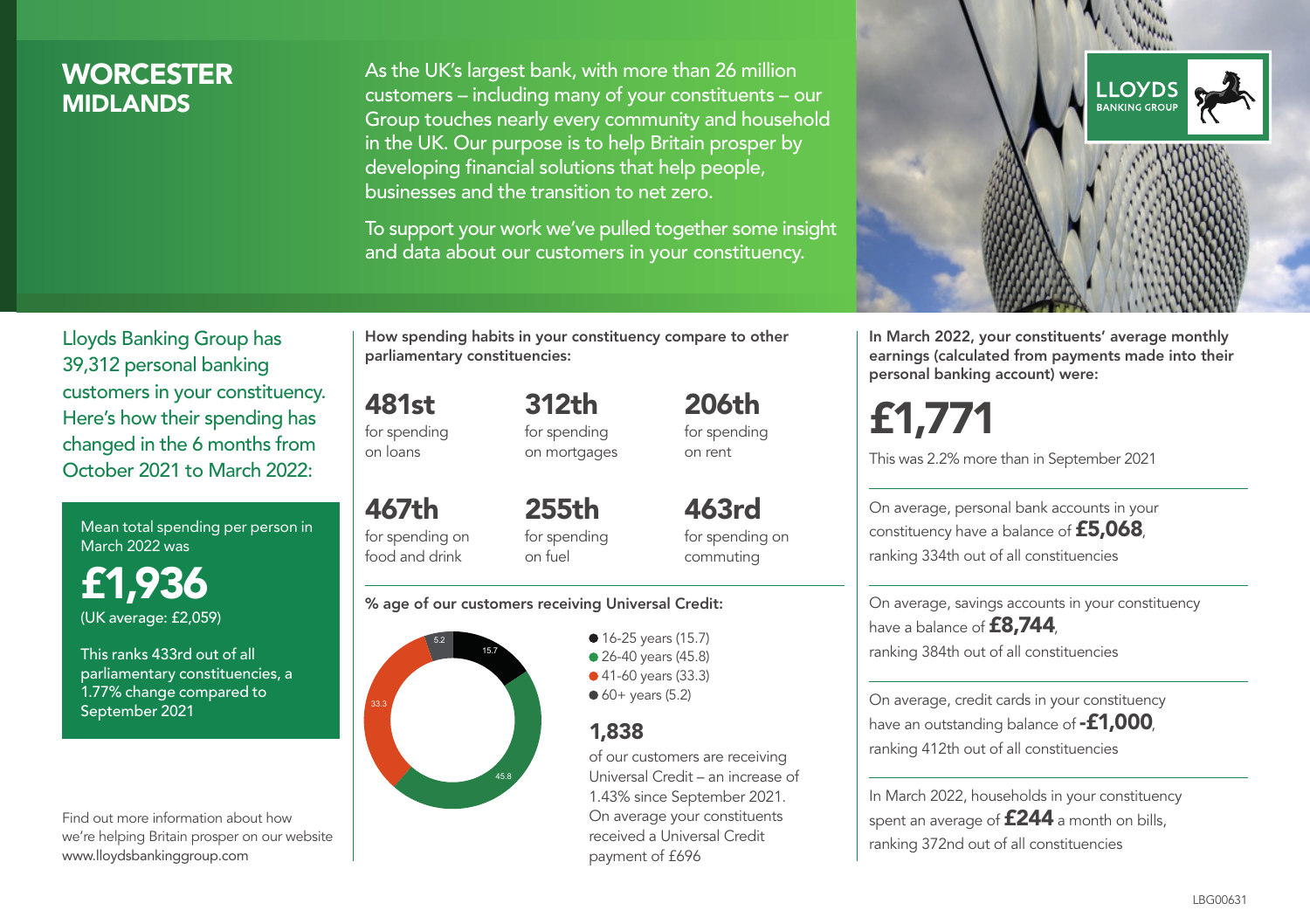# WORCESTER
## MIDLANDS

As the UK's largest bank, with more than 26 million customers – including many of your constituents – our Group touches nearly every community and household in the UK. Our purpose is to help Britain prosper by developing financial solutions that help people, businesses and the transition to net zero.

To support your work we've pulled together some insight and data about our customers in your constituency.

LLOYDS BANKING GROUP

Lloyds Banking Group has 39,312 personal banking customers in your constituency. Here's how their spending has changed in the 6 months from October 2021 to March 2022:

Mean total spending per person in March 2022 was

**£1,936**
(UK average: £2,059)

This ranks 433rd out of all parliamentary constituencies, a 1.77% change compared to September 2021

Find out more information about how we're helping Britain prosper on our website www.lloydsbankinggroup.com

**How spending habits in your constituency compare to other parliamentary constituencies:**

**481st** for spending on loans

**312th** for spending on mortgages

**206th** for spending on rent

**467th** for spending on food and drink

**255th** for spending on fuel

**463rd** for spending on commuting

**% age of our customers receiving Universal Credit:**

- 16-25 years (15.7)
- 26-40 years (45.8)
- 41-60 years (33.3)
- 60+ years (5.2)

**1,838**
of our customers are receiving Universal Credit – an increase of 1.43% since September 2021. On average your constituents received a Universal Credit payment of £696

**In March 2022, your constituents' average monthly earnings (calculated from payments made into their personal banking account) were:**

**£1,771**

This was 2.2% more than in September 2021

On average, personal bank accounts in your constituency have a balance of **£5,068**, ranking 334th out of all constituencies

On average, savings accounts in your constituency have a balance of **£8,744**, ranking 384th out of all constituencies

On average, credit cards in your constituency have an outstanding balance of **-£1,000**, ranking 412th out of all constituencies

In March 2022, households in your constituency spent an average of **£244** a month on bills, ranking 372nd out of all constituencies

LBG00631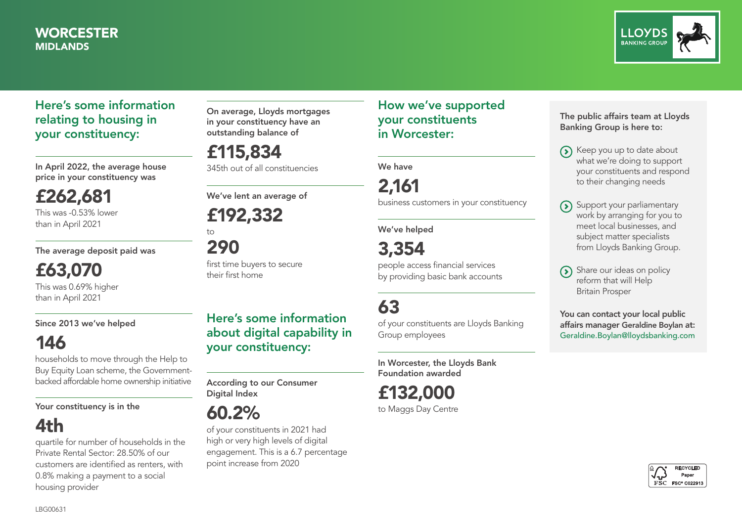# WORCESTER
MIDLANDS

LLOYDS BANKING GROUP

## Here's some information relating to housing in your constituency:

**In April 2022, the average house price in your constituency was**

**£262,681**

This was -0.53% lower than in April 2021

**The average deposit paid was**

**£63,070**

This was 0.69% higher than in April 2021

**Since 2013 we've helped**

**146**

households to move through the Help to Buy Equity Loan scheme, the Government-backed affordable home ownership initiative

**Your constituency is in the**

**4th**

quartile for number of households in the Private Rental Sector: 28.50% of our customers are identified as renters, with 0.8% making a payment to a social housing provider

**On average, Lloyds mortgages in your constituency have an outstanding balance of**

**£115,834**

345th out of all constituencies

**We've lent an average of**

**£192,332**

to

**290**

first time buyers to secure their first home

## Here's some information about digital capability in your constituency:

**According to our Consumer Digital Index**

**60.2%**

of your constituents in 2021 had high or very high levels of digital engagement. This is a 6.7 percentage point increase from 2020

## How we've supported your constituents in Worcester:

**We have**

**2,161**

business customers in your constituency

**We've helped**

**3,354**

people access financial services by providing basic bank accounts

**63**

of your constituents are Lloyds Banking Group employees

**In Worcester, the Lloyds Bank Foundation awarded**

**£132,000**

to Maggs Day Centre

**The public affairs team at Lloyds Banking Group is here to:**

- Keep you up to date about what we're doing to support your constituents and respond to their changing needs
- Support your parliamentary work by arranging for you to meet local businesses, and subject matter specialists from Lloyds Banking Group.
- Share our ideas on policy reform that will Help Britain Prosper

**You can contact your local public affairs manager Geraldine Boylan at:**
Geraldine.Boylan@lloydsbanking.com

RECYCLED Paper FSC® C022913

LBG00631